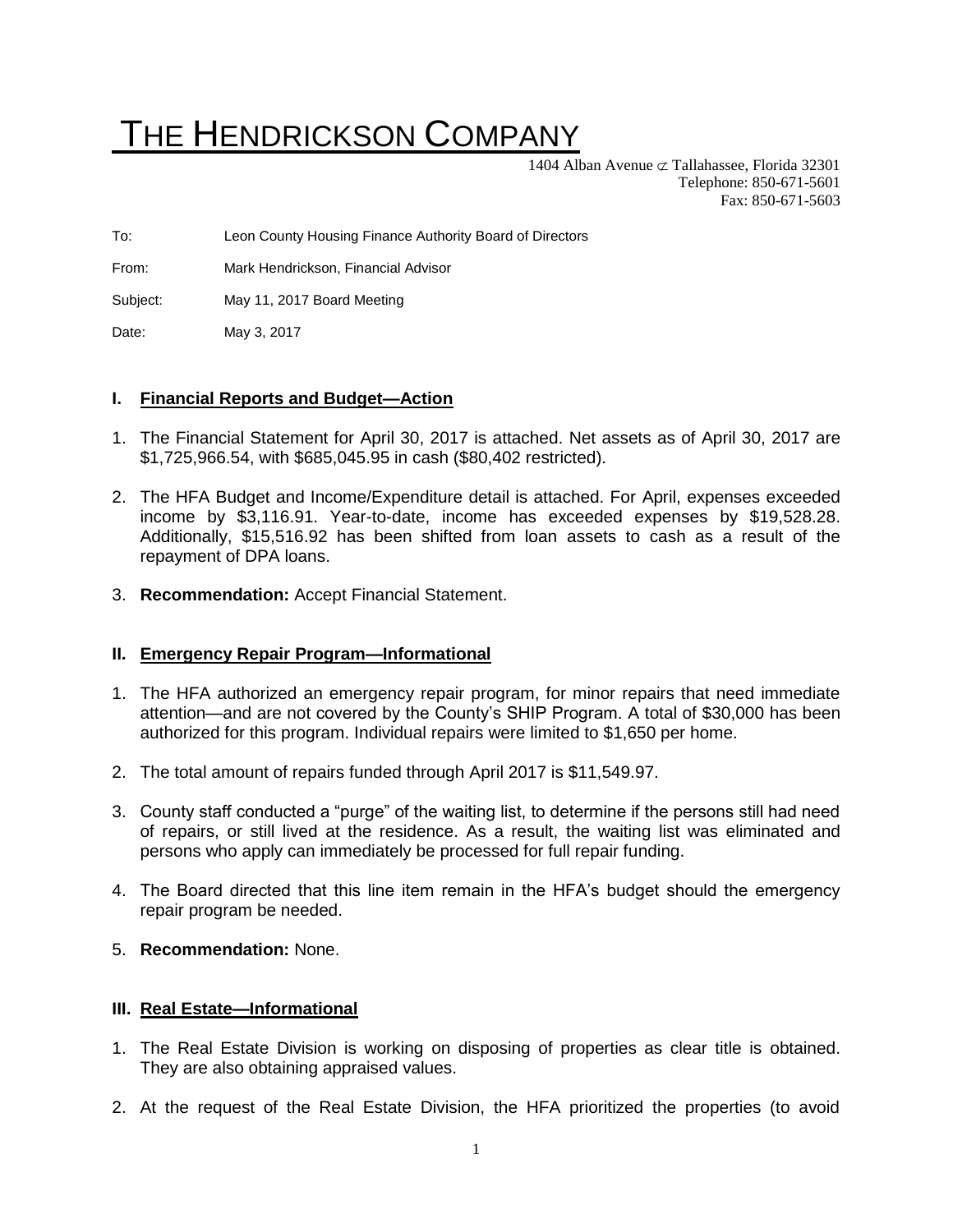# THE HENDRICKSON COMPANY

1404 Alban Avenue ⊄ Tallahassee, Florida 32301
Telephone: 850-671-5601
Fax: 850-671-5603

To: Leon County Housing Finance Authority Board of Directors

From: Mark Hendrickson, Financial Advisor

Subject: May 11, 2017 Board Meeting

Date: May 3, 2017

## I. Financial Reports and Budget—Action

1. The Financial Statement for April 30, 2017 is attached. Net assets as of April 30, 2017 are $1,725,966.54, with $685,045.95 in cash ($80,402 restricted).
2. The HFA Budget and Income/Expenditure detail is attached. For April, expenses exceeded income by $3,116.91. Year-to-date, income has exceeded expenses by $19,528.28. Additionally, $15,516.92 has been shifted from loan assets to cash as a result of the repayment of DPA loans.
3. **Recommendation:** Accept Financial Statement.

## II. Emergency Repair Program—Informational

1. The HFA authorized an emergency repair program, for minor repairs that need immediate attention—and are not covered by the County's SHIP Program. A total of $30,000 has been authorized for this program. Individual repairs were limited to $1,650 per home.
2. The total amount of repairs funded through April 2017 is $11,549.97.
3. County staff conducted a "purge" of the waiting list, to determine if the persons still had need of repairs, or still lived at the residence. As a result, the waiting list was eliminated and persons who apply can immediately be processed for full repair funding.
4. The Board directed that this line item remain in the HFA's budget should the emergency repair program be needed.
5. **Recommendation:** None.

## III. Real Estate—Informational

1. The Real Estate Division is working on disposing of properties as clear title is obtained. They are also obtaining appraised values.
2. At the request of the Real Estate Division, the HFA prioritized the properties (to avoid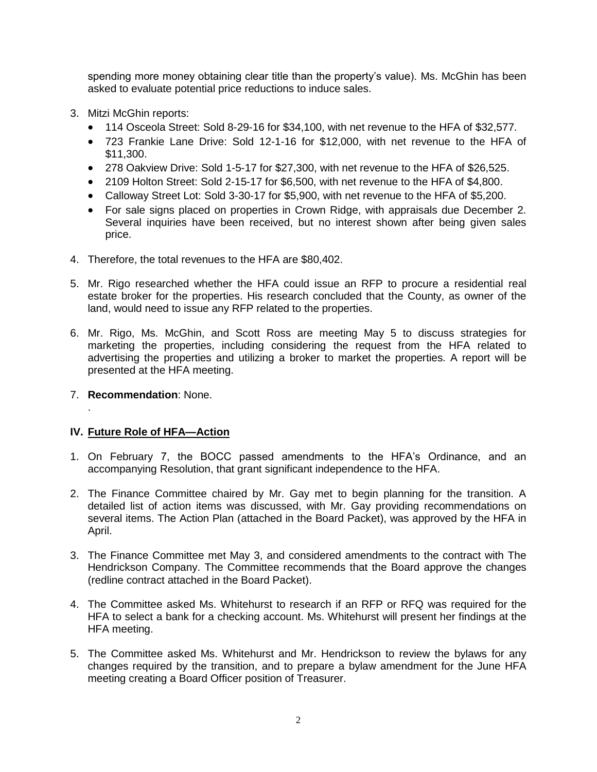spending more money obtaining clear title than the property's value). Ms. McGhin has been asked to evaluate potential price reductions to induce sales.

3. Mitzi McGhin reports:
   - 114 Osceola Street: Sold 8-29-16 for $34,100, with net revenue to the HFA of $32,577.
   - 723 Frankie Lane Drive: Sold 12-1-16 for $12,000, with net revenue to the HFA of $11,300.
   - 278 Oakview Drive: Sold 1-5-17 for $27,300, with net revenue to the HFA of $26,525.
   - 2109 Holton Street: Sold 2-15-17 for $6,500, with net revenue to the HFA of $4,800.
   - Calloway Street Lot: Sold 3-30-17 for $5,900, with net revenue to the HFA of $5,200.
   - For sale signs placed on properties in Crown Ridge, with appraisals due December 2. Several inquiries have been received, but no interest shown after being given sales price.

4. Therefore, the total revenues to the HFA are $80,402.

5. Mr. Rigo researched whether the HFA could issue an RFP to procure a residential real estate broker for the properties. His research concluded that the County, as owner of the land, would need to issue any RFP related to the properties.

6. Mr. Rigo, Ms. McGhin, and Scott Ross are meeting May 5 to discuss strategies for marketing the properties, including considering the request from the HFA related to advertising the properties and utilizing a broker to market the properties. A report will be presented at the HFA meeting.

7. **Recommendation**: None.

.

## IV. Future Role of HFA—Action

1. On February 7, the BOCC passed amendments to the HFA's Ordinance, and an accompanying Resolution, that grant significant independence to the HFA.

2. The Finance Committee chaired by Mr. Gay met to begin planning for the transition. A detailed list of action items was discussed, with Mr. Gay providing recommendations on several items. The Action Plan (attached in the Board Packet), was approved by the HFA in April.

3. The Finance Committee met May 3, and considered amendments to the contract with The Hendrickson Company. The Committee recommends that the Board approve the changes (redline contract attached in the Board Packet).

4. The Committee asked Ms. Whitehurst to research if an RFP or RFQ was required for the HFA to select a bank for a checking account. Ms. Whitehurst will present her findings at the HFA meeting.

5. The Committee asked Ms. Whitehurst and Mr. Hendrickson to review the bylaws for any changes required by the transition, and to prepare a bylaw amendment for the June HFA meeting creating a Board Officer position of Treasurer.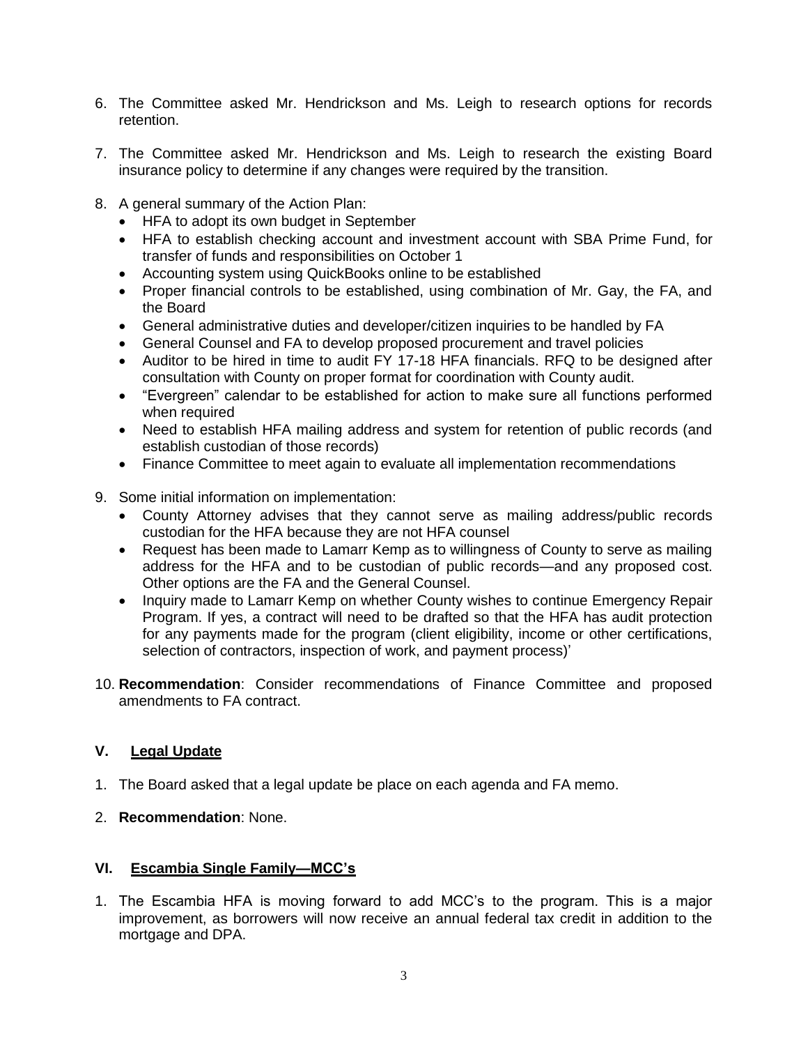6. The Committee asked Mr. Hendrickson and Ms. Leigh to research options for records retention.

7. The Committee asked Mr. Hendrickson and Ms. Leigh to research the existing Board insurance policy to determine if any changes were required by the transition.

8. A general summary of the Action Plan:
   - HFA to adopt its own budget in September
   - HFA to establish checking account and investment account with SBA Prime Fund, for transfer of funds and responsibilities on October 1
   - Accounting system using QuickBooks online to be established
   - Proper financial controls to be established, using combination of Mr. Gay, the FA, and the Board
   - General administrative duties and developer/citizen inquiries to be handled by FA
   - General Counsel and FA to develop proposed procurement and travel policies
   - Auditor to be hired in time to audit FY 17-18 HFA financials. RFQ to be designed after consultation with County on proper format for coordination with County audit.
   - "Evergreen" calendar to be established for action to make sure all functions performed when required
   - Need to establish HFA mailing address and system for retention of public records (and establish custodian of those records)
   - Finance Committee to meet again to evaluate all implementation recommendations

9. Some initial information on implementation:
   - County Attorney advises that they cannot serve as mailing address/public records custodian for the HFA because they are not HFA counsel
   - Request has been made to Lamarr Kemp as to willingness of County to serve as mailing address for the HFA and to be custodian of public records—and any proposed cost. Other options are the FA and the General Counsel.
   - Inquiry made to Lamarr Kemp on whether County wishes to continue Emergency Repair Program. If yes, a contract will need to be drafted so that the HFA has audit protection for any payments made for the program (client eligibility, income or other certifications, selection of contractors, inspection of work, and payment process)'

10. **Recommendation**: Consider recommendations of Finance Committee and proposed amendments to FA contract.

## V. Legal Update

1. The Board asked that a legal update be place on each agenda and FA memo.

2. **Recommendation**: None.

## VI. Escambia Single Family—MCC's

1. The Escambia HFA is moving forward to add MCC's to the program. This is a major improvement, as borrowers will now receive an annual federal tax credit in addition to the mortgage and DPA.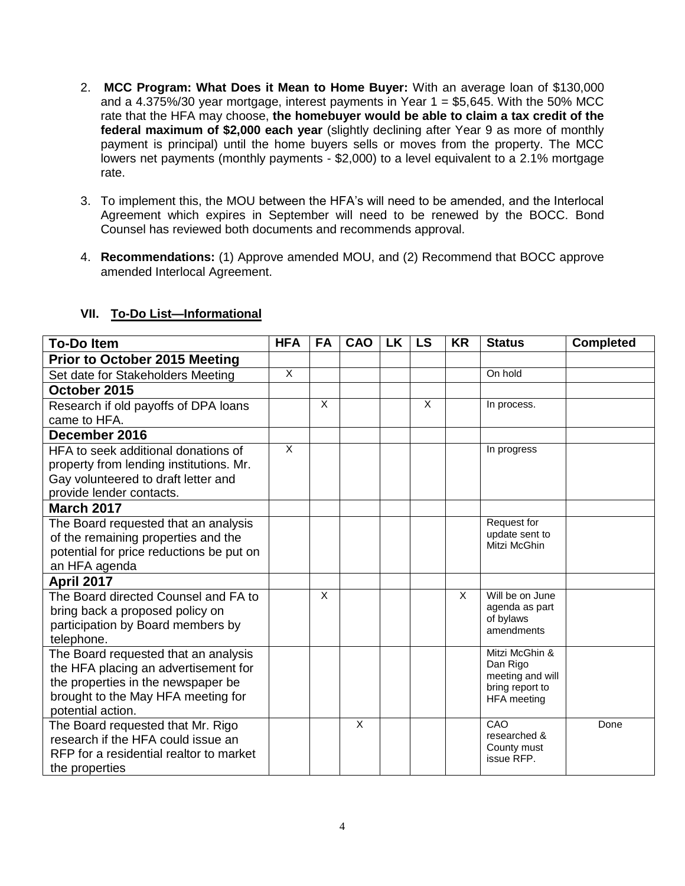2. **MCC Program: What Does it Mean to Home Buyer:** With an average loan of $130,000 and a 4.375%/30 year mortgage, interest payments in Year 1 = $5,645. With the 50% MCC rate that the HFA may choose, **the homebuyer would be able to claim a tax credit of the federal maximum of $2,000 each year** (slightly declining after Year 9 as more of monthly payment is principal) until the home buyers sells or moves from the property. The MCC lowers net payments (monthly payments - $2,000) to a level equivalent to a 2.1% mortgage rate.

3. To implement this, the MOU between the HFA's will need to be amended, and the Interlocal Agreement which expires in September will need to be renewed by the BOCC. Bond Counsel has reviewed both documents and recommends approval.

4. **Recommendations:** (1) Approve amended MOU, and (2) Recommend that BOCC approve amended Interlocal Agreement.

## VII. To-Do List—Informational

| To-Do Item | HFA | FA | CAO | LK | LS | KR | Status | Completed |
|---|---|---|---|---|---|---|---|---|
| **Prior to October 2015 Meeting** | | | | | | | | |
| Set date for Stakeholders Meeting | X | | | | | | On hold | |
| **October 2015** | | | | | | | | |
| Research if old payoffs of DPA loans came to HFA. | | X | | | X | | In process. | |
| **December 2016** | | | | | | | | |
| HFA to seek additional donations of property from lending institutions. Mr. Gay volunteered to draft letter and provide lender contacts. | X | | | | | | In progress | |
| **March 2017** | | | | | | | | |
| The Board requested that an analysis of the remaining properties and the potential for price reductions be put on an HFA agenda | | | | | | | Request for update sent to Mitzi McGhin | |
| **April 2017** | | | | | | | | |
| The Board directed Counsel and FA to bring back a proposed policy on participation by Board members by telephone. | | X | | | | X | Will be on June agenda as part of bylaws amendments | |
| The Board requested that an analysis the HFA placing an advertisement for the properties in the newspaper be brought to the May HFA meeting for potential action. | | | | | | | Mitzi McGhin & Dan Rigo meeting and will bring report to HFA meeting | |
| The Board requested that Mr. Rigo research if the HFA could issue an RFP for a residential realtor to market the properties | | | X | | | | CAO researched & County must issue RFP. | Done |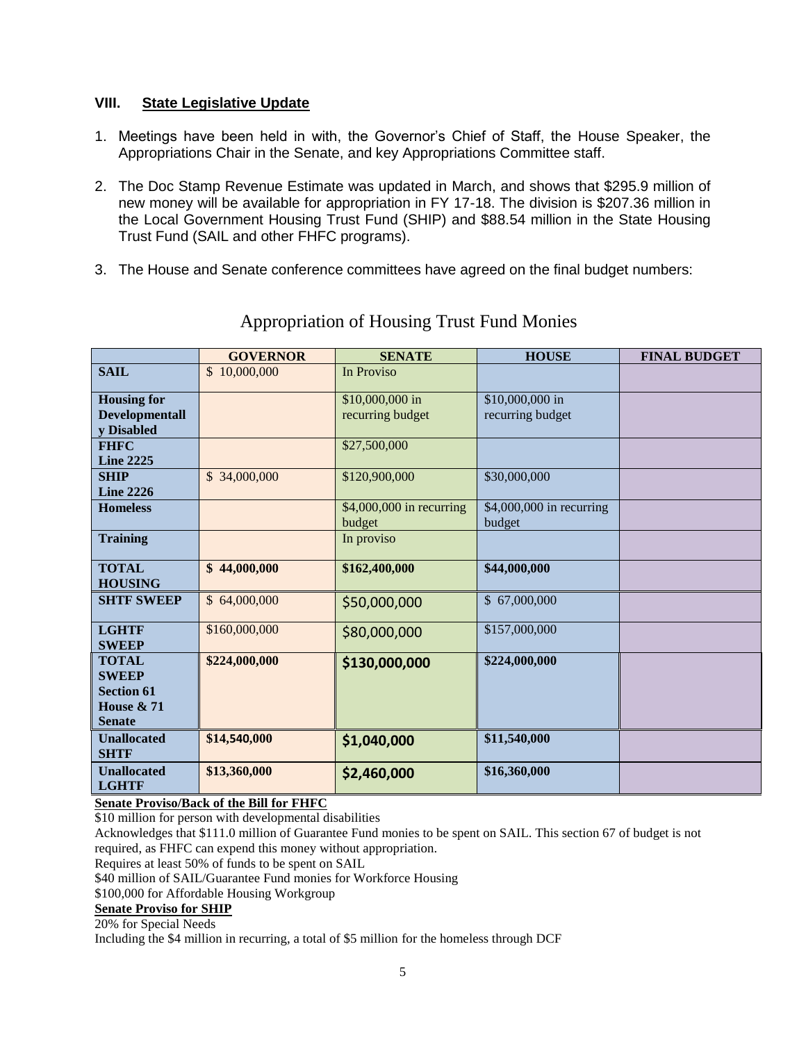## VIII. State Legislative Update

1. Meetings have been held in with, the Governor's Chief of Staff, the House Speaker, the Appropriations Chair in the Senate, and key Appropriations Committee staff.

2. The Doc Stamp Revenue Estimate was updated in March, and shows that $295.9 million of new money will be available for appropriation in FY 17-18. The division is $207.36 million in the Local Government Housing Trust Fund (SHIP) and $88.54 million in the State Housing Trust Fund (SAIL and other FHFC programs).

3. The House and Senate conference committees have agreed on the final budget numbers:

### Appropriation of Housing Trust Fund Monies

| | GOVERNOR | SENATE | HOUSE | FINAL BUDGET |
|---|---|---|---|---|
| **SAIL** | $ 10,000,000 | In Proviso | | |
| **Housing for Developmentally Disabled** | | $10,000,000 in recurring budget | $10,000,000 in recurring budget | |
| **FHFC Line 2225** | | $27,500,000 | | |
| **SHIP Line 2226** | $ 34,000,000 | $120,900,000 | $30,000,000 | |
| **Homeless** | | $4,000,000 in recurring budget | $4,000,000 in recurring budget | |
| **Training** | | In proviso | | |
| **TOTAL HOUSING** | **$ 44,000,000** | **$162,400,000** | **$44,000,000** | |
| **SHTF SWEEP** | $ 64,000,000 | $50,000,000 | $ 67,000,000 | |
| **LGHTF SWEEP** | $160,000,000 | $80,000,000 | $157,000,000 | |
| **TOTAL SWEEP Section 61 House & 71 Senate** | **$224,000,000** | **$130,000,000** | **$224,000,000** | |
| **Unallocated SHTF** | **$14,540,000** | **$1,040,000** | **$11,540,000** | |
| **Unallocated LGHTF** | **$13,360,000** | **$2,460,000** | **$16,360,000** | |

**Senate Proviso/Back of the Bill for FHFC**

$10 million for person with developmental disabilities

Acknowledges that $111.0 million of Guarantee Fund monies to be spent on SAIL. This section 67 of budget is not required, as FHFC can expend this money without appropriation.

Requires at least 50% of funds to be spent on SAIL

$40 million of SAIL/Guarantee Fund monies for Workforce Housing

$100,000 for Affordable Housing Workgroup

**Senate Proviso for SHIP**

20% for Special Needs

Including the $4 million in recurring, a total of $5 million for the homeless through DCF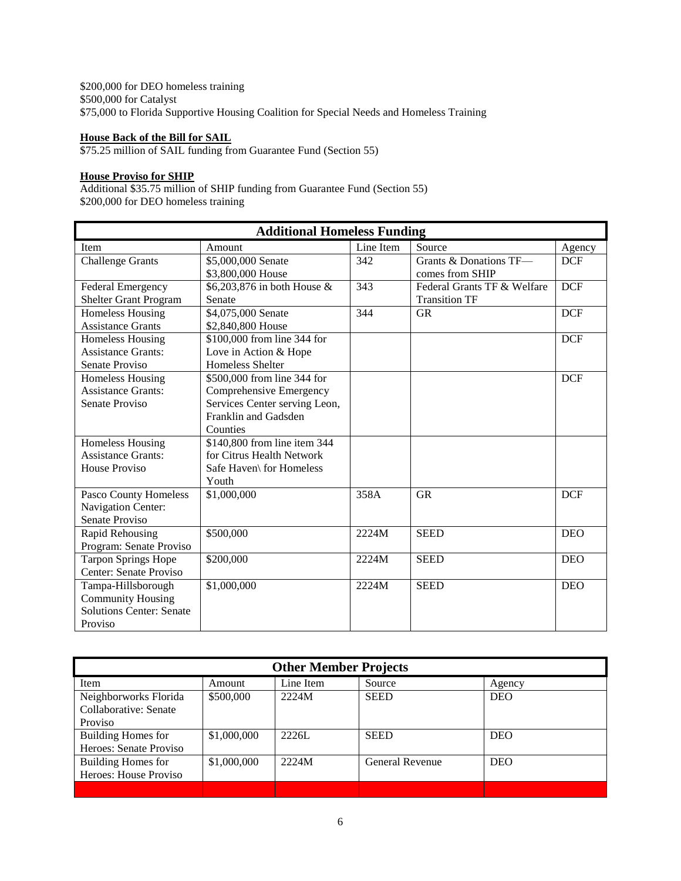$200,000 for DEO homeless training
$500,000 for Catalyst
$75,000 to Florida Supportive Housing Coalition for Special Needs and Homeless Training

**House Back of the Bill for SAIL**
$75.25 million of SAIL funding from Guarantee Fund (Section 55)

**House Proviso for SHIP**
Additional $35.75 million of SHIP funding from Guarantee Fund (Section 55)
$200,000 for DEO homeless training

| **Additional Homeless Funding** | | | | |
|---|---|---|---|---|
| Item | Amount | Line Item | Source | Agency |
| Challenge Grants | $5,000,000 Senate<br>$3,800,000 House | 342 | Grants & Donations TF—comes from SHIP | DCF |
| Federal Emergency Shelter Grant Program | $6,203,876 in both House & Senate | 343 | Federal Grants TF & Welfare Transition TF | DCF |
| Homeless Housing Assistance Grants | $4,075,000 Senate<br>$2,840,800 House | 344 | GR | DCF |
| Homeless Housing Assistance Grants: Senate Proviso | $100,000 from line 344 for Love in Action & Hope Homeless Shelter | | | DCF |
| Homeless Housing Assistance Grants: Senate Proviso | $500,000 from line 344 for Comprehensive Emergency Services Center serving Leon, Franklin and Gadsden Counties | | | DCF |
| Homeless Housing Assistance Grants: House Proviso | $140,800 from line item 344 for Citrus Health Network Safe Haven\ for Homeless Youth | | | |
| Pasco County Homeless Navigation Center: Senate Proviso | $1,000,000 | 358A | GR | DCF |
| Rapid Rehousing Program: Senate Proviso | $500,000 | 2224M | SEED | DEO |
| Tarpon Springs Hope Center: Senate Proviso | $200,000 | 2224M | SEED | DEO |
| Tampa-Hillsborough Community Housing Solutions Center: Senate Proviso | $1,000,000 | 2224M | SEED | DEO |

| **Other Member Projects** | | | | |
|---|---|---|---|---|
| Item | Amount | Line Item | Source | Agency |
| Neighborworks Florida Collaborative: Senate Proviso | $500,000 | 2224M | SEED | DEO |
| Building Homes for Heroes: Senate Proviso | $1,000,000 | 2226L | SEED | DEO |
| Building Homes for Heroes: House Proviso | $1,000,000 | 2224M | General Revenue | DEO |
| | | | | |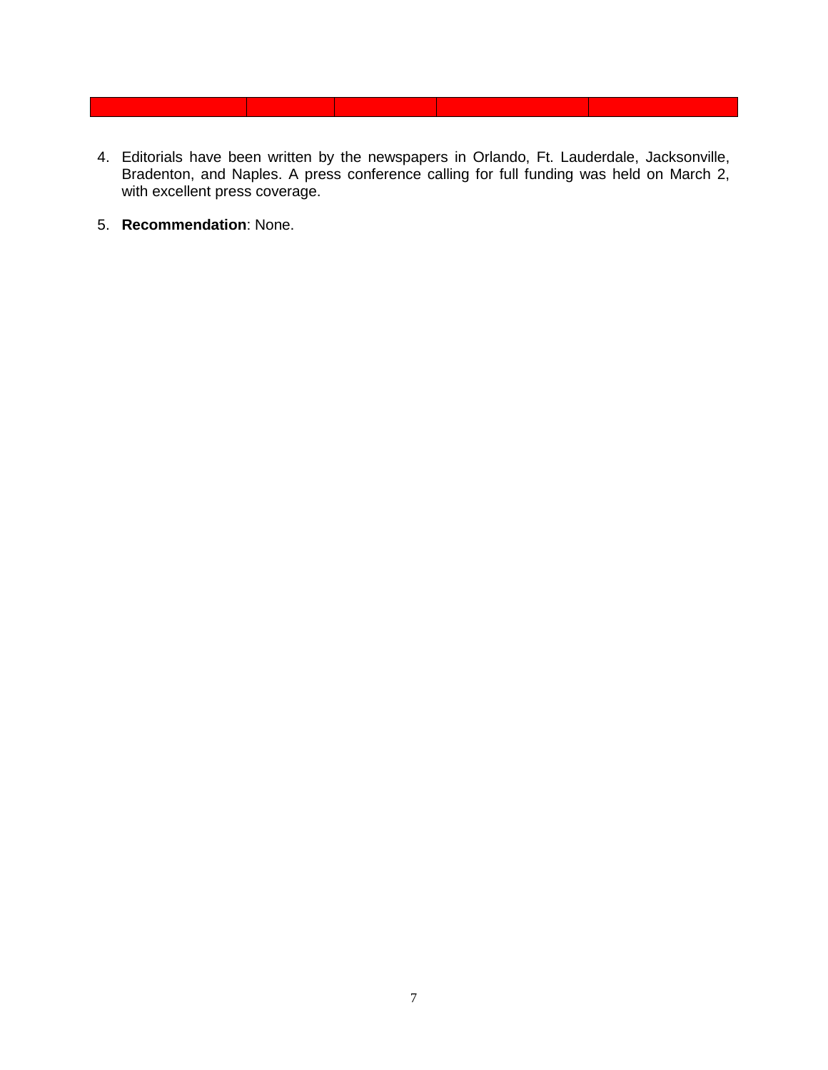4. Editorials have been written by the newspapers in Orlando, Ft. Lauderdale, Jacksonville, Bradenton, and Naples. A press conference calling for full funding was held on March 2, with excellent press coverage.

5. **Recommendation**: None.